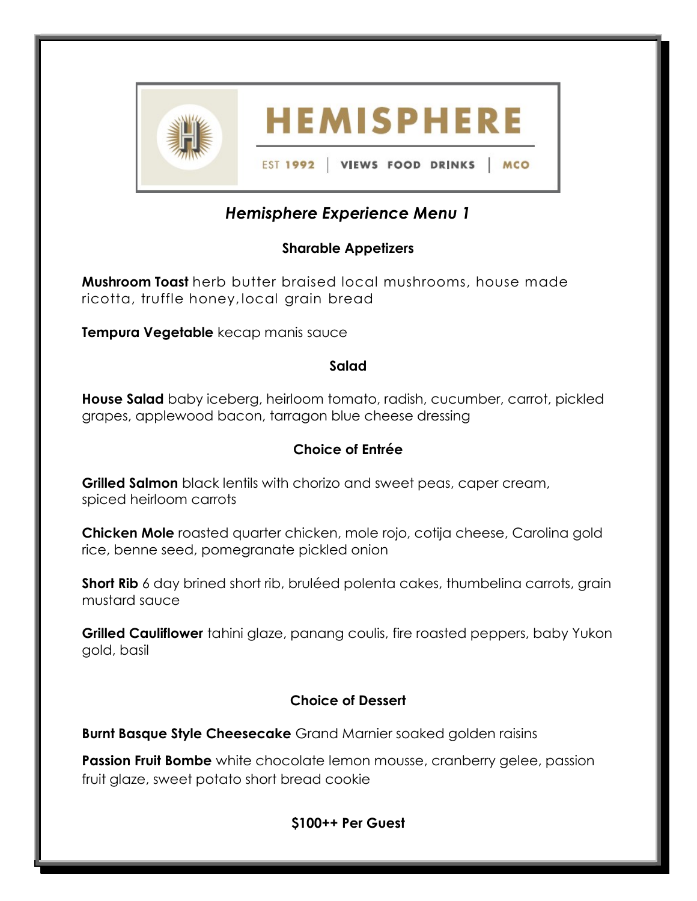# HEMISPHERE

EST 1992 | VIEWS FOOD DRINKS | MCO

## *Hemisphere Experience Menu 1*

### Sharable Appetizers

**Mushroom Toast** herb butter braised local mushrooms, house made ricotta, truffle honey, local grain bread

**Tempura Vegetable** kecap manis sauce

### Salad

**House Salad** baby iceberg, heirloom tomato, radish, cucumber, carrot, pickled grapes, applewood bacon, tarragon blue cheese dressing

### Choice of Entrée

**Grilled Salmon** black lentils with chorizo and sweet peas, caper cream, spiced heirloom carrots

**Chicken Mole** roasted quarter chicken, mole rojo, cotija cheese, Carolina gold rice, benne seed, pomegranate pickled onion

**Short Rib** 6 day brined short rib, bruléed polenta cakes, thumbelina carrots, grain mustard sauce

**Grilled Cauliflower** tahini glaze, panang coulis, fire roasted peppers, baby Yukon gold, basil

### Choice of Dessert

**Burnt Basque Style Cheesecake** Grand Marnier soaked golden raisins

**Passion Fruit Bombe** white chocolate lemon mousse, cranberry gelee, passion fruit glaze, sweet potato short bread cookie

**$100++ Per Guest**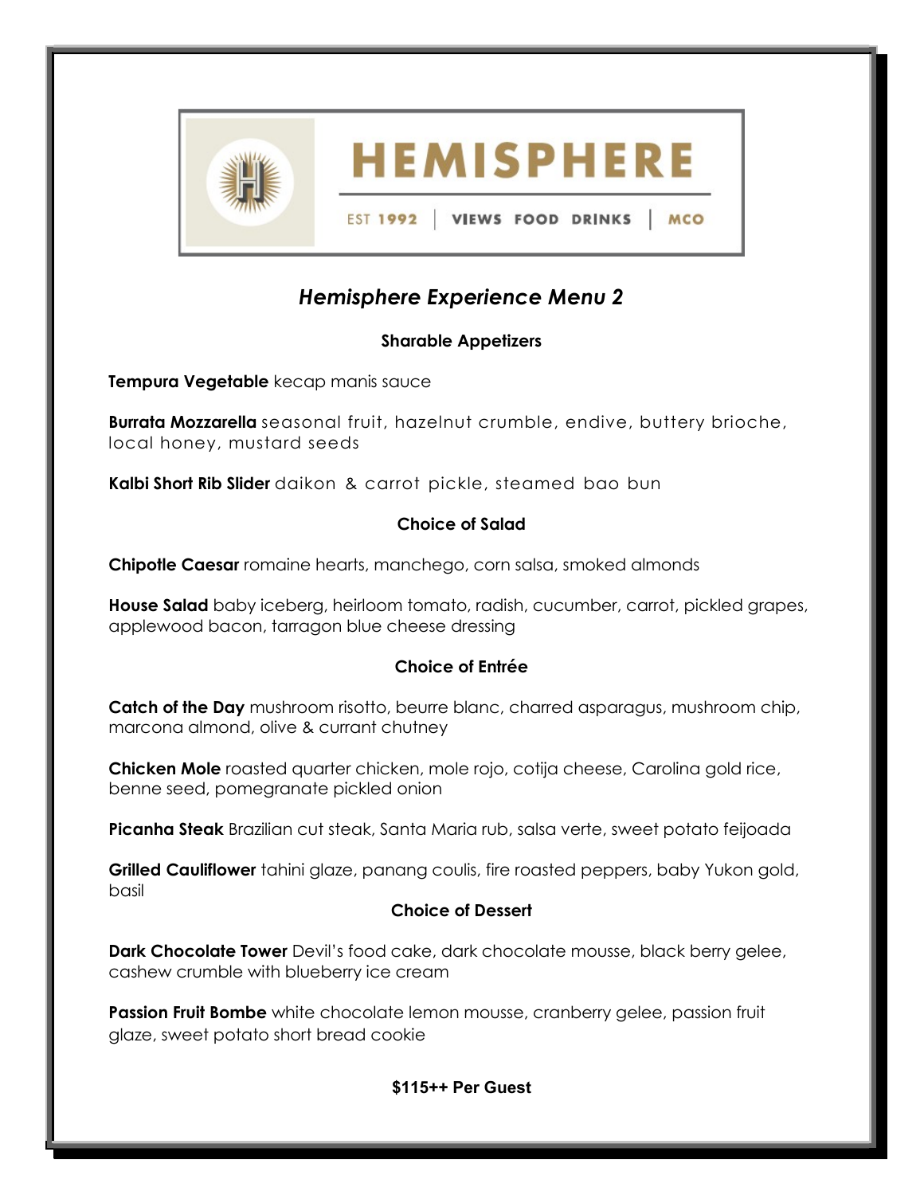HEMISPHERE

EST 1992 | VIEWS FOOD DRINKS | MCO

# *Hemisphere Experience Menu 2*

### Sharable Appetizers

**Tempura Vegetable** kecap manis sauce

**Burrata Mozzarella** seasonal fruit, hazelnut crumble, endive, buttery brioche, local honey, mustard seeds

**Kalbi Short Rib Slider** daikon & carrot pickle, steamed bao bun

### Choice of Salad

**Chipotle Caesar** romaine hearts, manchego, corn salsa, smoked almonds

**House Salad** baby iceberg, heirloom tomato, radish, cucumber, carrot, pickled grapes, applewood bacon, tarragon blue cheese dressing

### Choice of Entrée

**Catch of the Day** mushroom risotto, beurre blanc, charred asparagus, mushroom chip, marcona almond, olive & currant chutney

**Chicken Mole** roasted quarter chicken, mole rojo, cotija cheese, Carolina gold rice, benne seed, pomegranate pickled onion

**Picanha Steak** Brazilian cut steak, Santa Maria rub, salsa verte, sweet potato feijoada

**Grilled Cauliflower** tahini glaze, panang coulis, fire roasted peppers, baby Yukon gold, basil

### Choice of Dessert

**Dark Chocolate Tower** Devil's food cake, dark chocolate mousse, black berry gelee, cashew crumble with blueberry ice cream

**Passion Fruit Bombe** white chocolate lemon mousse, cranberry gelee, passion fruit glaze, sweet potato short bread cookie

**$115++ Per Guest**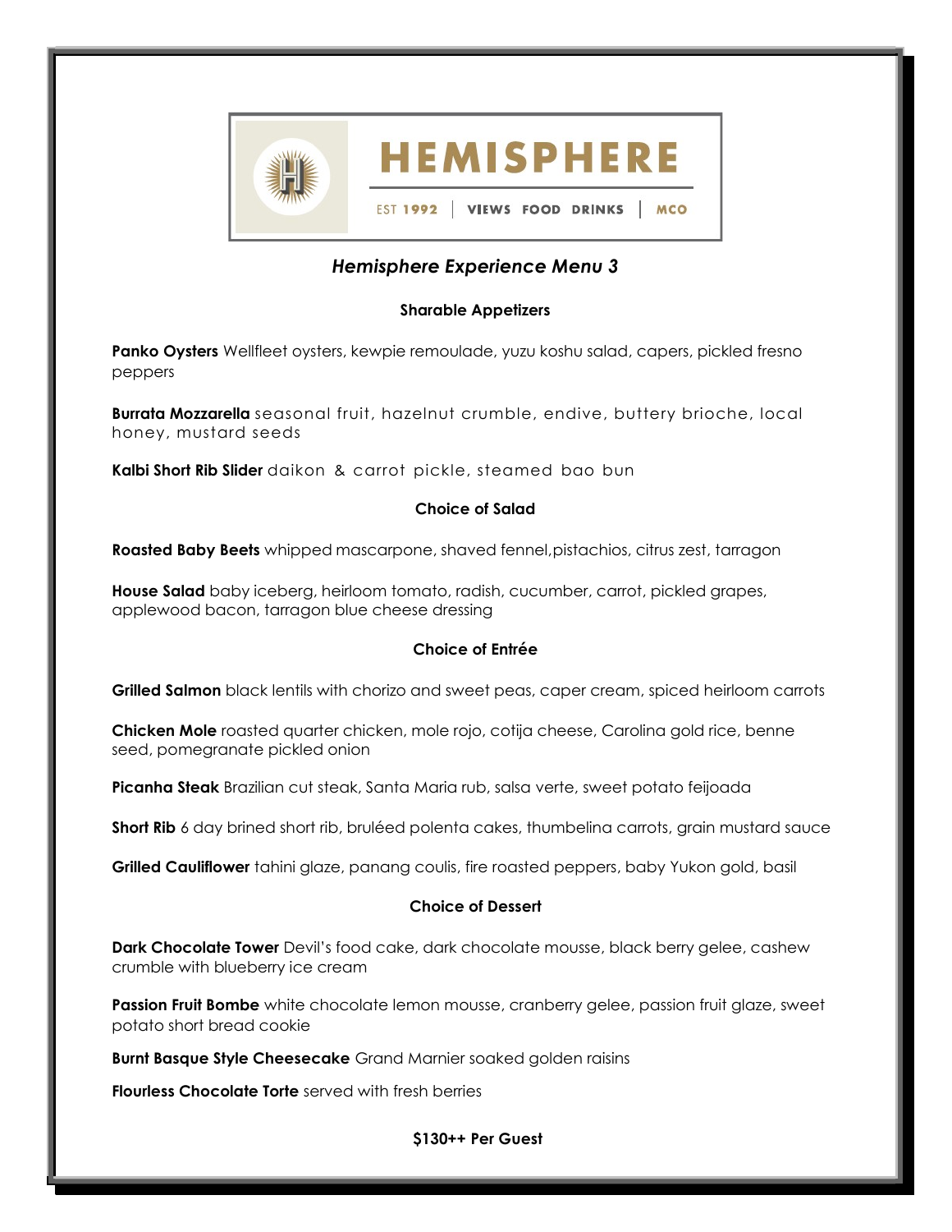# HEMISPHERE

EST 1992 | VIEWS FOOD DRINKS | MCO

## *Hemisphere Experience Menu 3*

### Sharable Appetizers

**Panko Oysters** Wellfleet oysters, kewpie remoulade, yuzu koshu salad, capers, pickled fresno peppers

**Burrata Mozzarella** seasonal fruit, hazelnut crumble, endive, buttery brioche, local honey, mustard seeds

**Kalbi Short Rib Slider** daikon & carrot pickle, steamed bao bun

### Choice of Salad

**Roasted Baby Beets** whipped mascarpone, shaved fennel,pistachios, citrus zest, tarragon

**House Salad** baby iceberg, heirloom tomato, radish, cucumber, carrot, pickled grapes, applewood bacon, tarragon blue cheese dressing

### Choice of Entrée

**Grilled Salmon** black lentils with chorizo and sweet peas, caper cream, spiced heirloom carrots

**Chicken Mole** roasted quarter chicken, mole rojo, cotija cheese, Carolina gold rice, benne seed, pomegranate pickled onion

**Picanha Steak** Brazilian cut steak, Santa Maria rub, salsa verte, sweet potato feijoada

**Short Rib** 6 day brined short rib, bruléed polenta cakes, thumbelina carrots, grain mustard sauce

**Grilled Cauliflower** tahini glaze, panang coulis, fire roasted peppers, baby Yukon gold, basil

### Choice of Dessert

**Dark Chocolate Tower** Devil's food cake, dark chocolate mousse, black berry gelee, cashew crumble with blueberry ice cream

**Passion Fruit Bombe** white chocolate lemon mousse, cranberry gelee, passion fruit glaze, sweet potato short bread cookie

**Burnt Basque Style Cheesecake** Grand Marnier soaked golden raisins

**Flourless Chocolate Torte** served with fresh berries

**$130++ Per Guest**